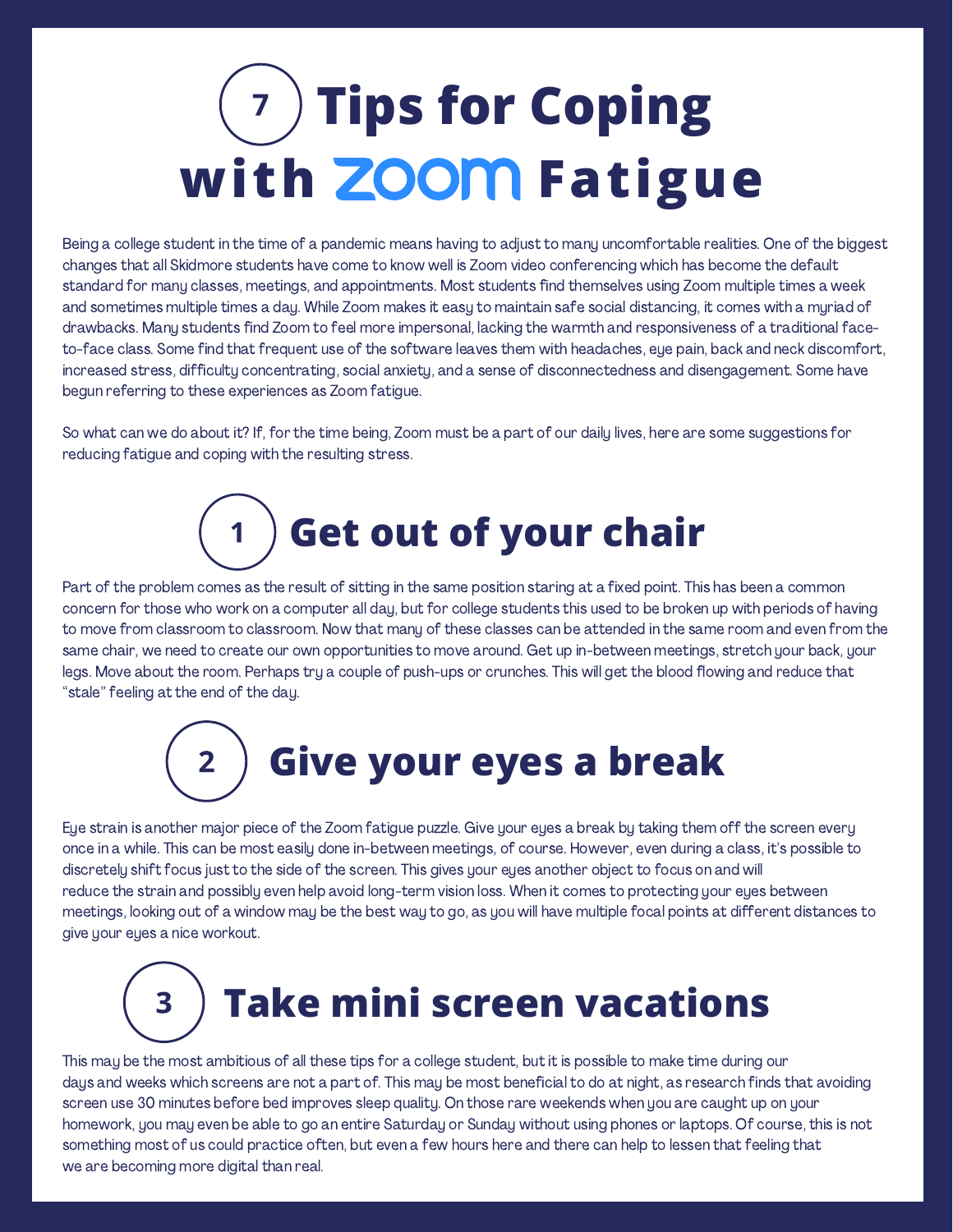# 7 Tips for Coping with ZOOM Fatigue

Being a college student in the time of a pandemic means having to adjust to many uncomfortable realities. One of the biggest changes that all Skidmore students have come to know well is Zoom video conferencing which has become the default standard for many classes, meetings, and appointments. Most students find themselves using Zoom multiple times a week and sometimes multiple times a day. While Zoom makes it easy to maintain safe social distancing, it comes with a myriad of drawbacks. Many students find Zoom to feel more impersonal, lacking the warmth and responsiveness of a traditional face-to-face class. Some find that frequent use of the software leaves them with headaches, eye pain, back and neck discomfort, increased stress, difficulty concentrating, social anxiety, and a sense of disconnectedness and disengagement. Some have begun referring to these experiences as Zoom fatigue.

So what can we do about it? If, for the time being, Zoom must be a part of our daily lives, here are some suggestions for reducing fatigue and coping with the resulting stress.

## 1 Get out of your chair

Part of the problem comes as the result of sitting in the same position staring at a fixed point. This has been a common concern for those who work on a computer all day, but for college students this used to be broken up with periods of having to move from classroom to classroom. Now that many of these classes can be attended in the same room and even from the same chair, we need to create our own opportunities to move around. Get up in-between meetings, stretch your back, your legs. Move about the room. Perhaps try a couple of push-ups or crunches. This will get the blood flowing and reduce that "stale" feeling at the end of the day.

## 2 Give your eyes a break

Eye strain is another major piece of the Zoom fatigue puzzle. Give your eyes a break by taking them off the screen every once in a while. This can be most easily done in-between meetings, of course. However, even during a class, it's possible to discretely shift focus just to the side of the screen. This gives your eyes another object to focus on and will reduce the strain and possibly even help avoid long-term vision loss. When it comes to protecting your eyes between meetings, looking out of a window may be the best way to go, as you will have multiple focal points at different distances to give your eyes a nice workout.

## 3 Take mini screen vacations

This may be the most ambitious of all these tips for a college student, but it is possible to make time during our days and weeks which screens are not a part of. This may be most beneficial to do at night, as research finds that avoiding screen use 30 minutes before bed improves sleep quality. On those rare weekends when you are caught up on your homework, you may even be able to go an entire Saturday or Sunday without using phones or laptops. Of course, this is not something most of us could practice often, but even a few hours here and there can help to lessen that feeling that we are becoming more digital than real.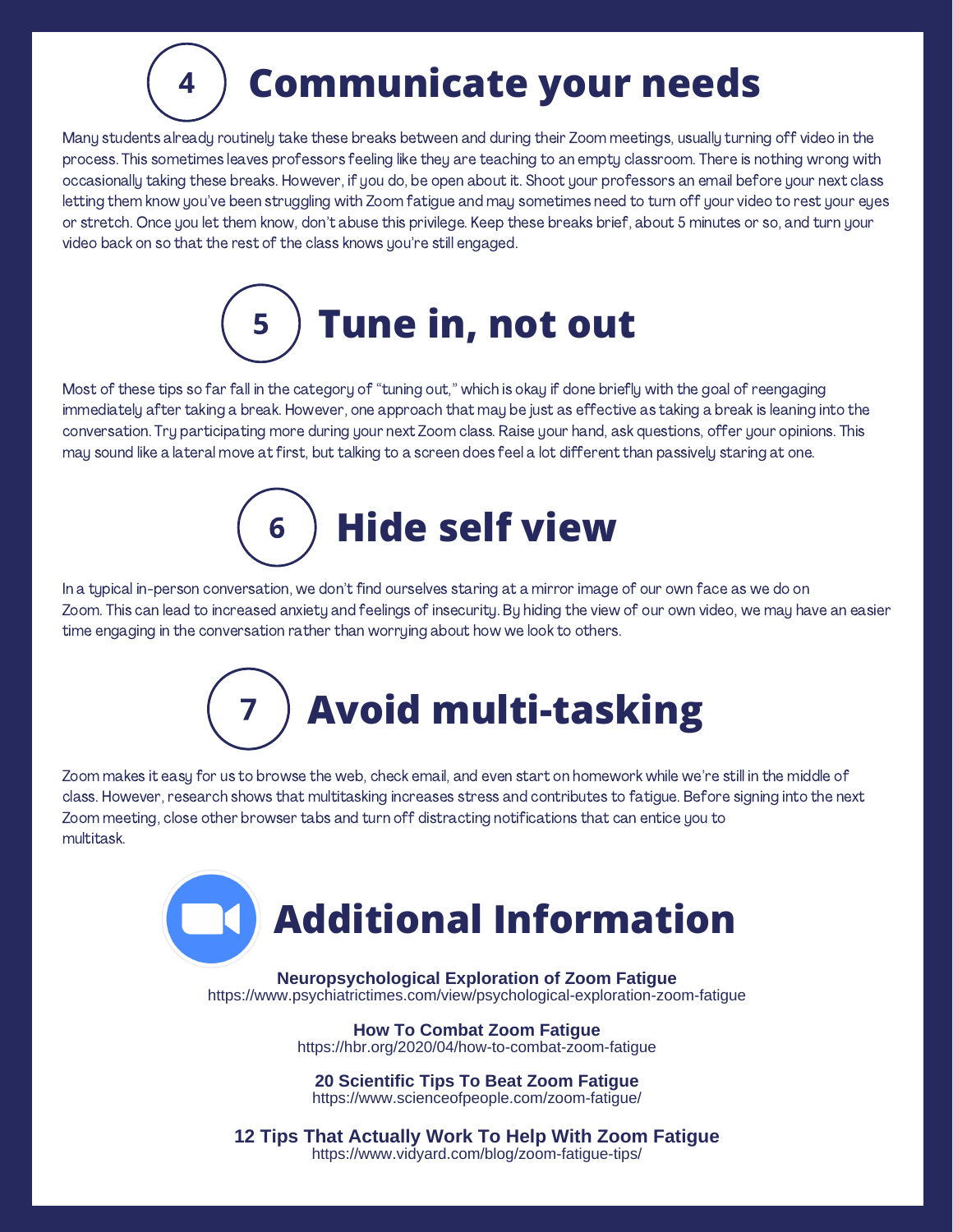## 4 Communicate your needs

Many students already routinely take these breaks between and during their Zoom meetings, usually turning off video in the process. This sometimes leaves professors feeling like they are teaching to an empty classroom. There is nothing wrong with occasionally taking these breaks. However, if you do, be open about it. Shoot your professors an email before your next class letting them know you've been struggling with Zoom fatigue and may sometimes need to turn off your video to rest your eyes or stretch. Once you let them know, don't abuse this privilege. Keep these breaks brief, about 5 minutes or so, and turn your video back on so that the rest of the class knows you're still engaged.

## 5 Tune in, not out

Most of these tips so far fall in the category of "tuning out," which is okay if done briefly with the goal of reengaging immediately after taking a break. However, one approach that may be just as effective as taking a break is leaning into the conversation. Try participating more during your next Zoom class. Raise your hand, ask questions, offer your opinions. This may sound like a lateral move at first, but talking to a screen does feel a lot different than passively staring at one.

## 6 Hide self view

In a typical in-person conversation, we don't find ourselves staring at a mirror image of our own face as we do on Zoom. This can lead to increased anxiety and feelings of insecurity. By hiding the view of our own video, we may have an easier time engaging in the conversation rather than worrying about how we look to others.

## 7 Avoid multi-tasking

Zoom makes it easy for us to browse the web, check email, and even start on homework while we're still in the middle of class. However, research shows that multitasking increases stress and contributes to fatigue. Before signing into the next Zoom meeting, close other browser tabs and turn off distracting notifications that can entice you to multitask.

## Additional Information

**Neuropsychological Exploration of Zoom Fatigue**
https://www.psychiatrictimes.com/view/psychological-exploration-zoom-fatigue

**How To Combat Zoom Fatigue**
https://hbr.org/2020/04/how-to-combat-zoom-fatigue

**20 Scientific Tips To Beat Zoom Fatigue**
https://www.scienceofpeople.com/zoom-fatigue/

**12 Tips That Actually Work To Help With Zoom Fatigue**
https://www.vidyard.com/blog/zoom-fatigue-tips/